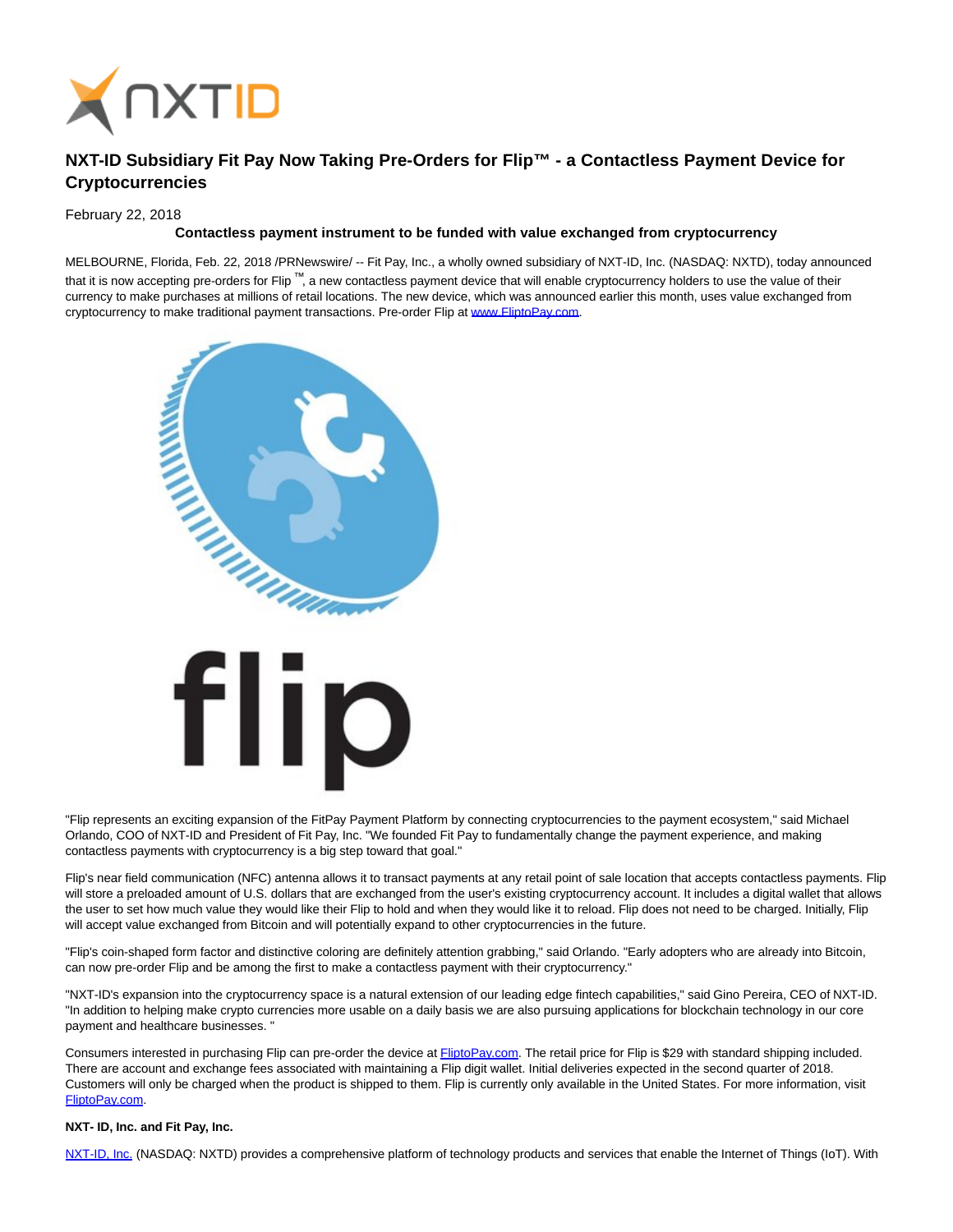# NXT-ID Subsidiary Fit Pay Now Taking Pre-Orders for Flip™ - a Contactless Payment Device for Cryptocurrencies

February 22, 2018

**Contactless payment instrument to be funded with value exchanged from cryptocurrency**

MELBOURNE, Florida, Feb. 22, 2018 /PRNewswire/ -- Fit Pay, Inc., a wholly owned subsidiary of NXT-ID, Inc. (NASDAQ: NXTD), today announced that it is now accepting pre-orders for Flip ™, a new contactless payment device that will enable cryptocurrency holders to use the value of their currency to make purchases at millions of retail locations. The new device, which was announced earlier this month, uses value exchanged from cryptocurrency to make traditional payment transactions. Pre-order Flip at www.FliptoPay.com.

"Flip represents an exciting expansion of the FitPay Payment Platform by connecting cryptocurrencies to the payment ecosystem," said Michael Orlando, COO of NXT-ID and President of Fit Pay, Inc. "We founded Fit Pay to fundamentally change the payment experience, and making contactless payments with cryptocurrency is a big step toward that goal."

Flip's near field communication (NFC) antenna allows it to transact payments at any retail point of sale location that accepts contactless payments. Flip will store a preloaded amount of U.S. dollars that are exchanged from the user's existing cryptocurrency account. It includes a digital wallet that allows the user to set how much value they would like their Flip to hold and when they would like it to reload. Flip does not need to be charged. Initially, Flip will accept value exchanged from Bitcoin and will potentially expand to other cryptocurrencies in the future.

"Flip's coin-shaped form factor and distinctive coloring are definitely attention grabbing," said Orlando. "Early adopters who are already into Bitcoin, can now pre-order Flip and be among the first to make a contactless payment with their cryptocurrency."

"NXT-ID's expansion into the cryptocurrency space is a natural extension of our leading edge fintech capabilities," said Gino Pereira, CEO of NXT-ID. "In addition to helping make crypto currencies more usable on a daily basis we are also pursuing applications for blockchain technology in our core payment and healthcare businesses. "

Consumers interested in purchasing Flip can pre-order the device at FliptoPay.com. The retail price for Flip is $29 with standard shipping included. There are account and exchange fees associated with maintaining a Flip digit wallet. Initial deliveries expected in the second quarter of 2018. Customers will only be charged when the product is shipped to them. Flip is currently only available in the United States. For more information, visit FliptoPay.com.

**NXT- ID, Inc. and Fit Pay, Inc.**

NXT-ID, Inc. (NASDAQ: NXTD) provides a comprehensive platform of technology products and services that enable the Internet of Things (IoT). With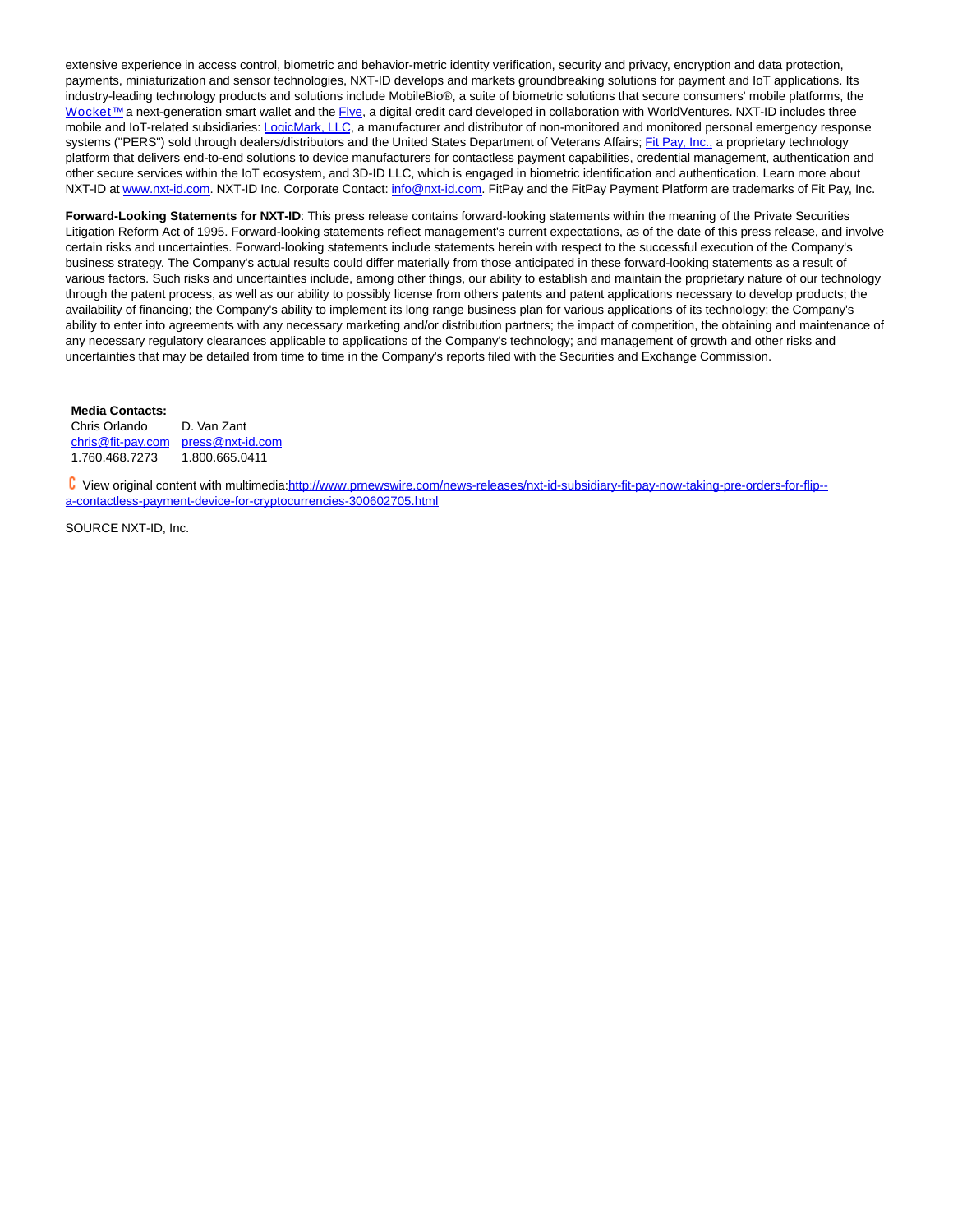extensive experience in access control, biometric and behavior-metric identity verification, security and privacy, encryption and data protection, payments, miniaturization and sensor technologies, NXT-ID develops and markets groundbreaking solutions for payment and IoT applications. Its industry-leading technology products and solutions include MobileBio®, a suite of biometric solutions that secure consumers' mobile platforms, the Wocket™ a next-generation smart wallet and the Flye, a digital credit card developed in collaboration with WorldVentures. NXT-ID includes three mobile and IoT-related subsidiaries: LogicMark, LLC, a manufacturer and distributor of non-monitored and monitored personal emergency response systems ("PERS") sold through dealers/distributors and the United States Department of Veterans Affairs; Fit Pay, Inc., a proprietary technology platform that delivers end-to-end solutions to device manufacturers for contactless payment capabilities, credential management, authentication and other secure services within the IoT ecosystem, and 3D-ID LLC, which is engaged in biometric identification and authentication. Learn more about NXT-ID at www.nxt-id.com. NXT-ID Inc. Corporate Contact: info@nxt-id.com. FitPay and the FitPay Payment Platform are trademarks of Fit Pay, Inc.

**Forward-Looking Statements for NXT-ID**: This press release contains forward-looking statements within the meaning of the Private Securities Litigation Reform Act of 1995. Forward-looking statements reflect management's current expectations, as of the date of this press release, and involve certain risks and uncertainties. Forward-looking statements include statements herein with respect to the successful execution of the Company's business strategy. The Company's actual results could differ materially from those anticipated in these forward-looking statements as a result of various factors. Such risks and uncertainties include, among other things, our ability to establish and maintain the proprietary nature of our technology through the patent process, as well as our ability to possibly license from others patents and patent applications necessary to develop products; the availability of financing; the Company's ability to implement its long range business plan for various applications of its technology; the Company's ability to enter into agreements with any necessary marketing and/or distribution partners; the impact of competition, the obtaining and maintenance of any necessary regulatory clearances applicable to applications of the Company's technology; and management of growth and other risks and uncertainties that may be detailed from time to time in the Company's reports filed with the Securities and Exchange Commission.

**Media Contacts:**

| | |
|---|---|
| Chris Orlando | D. Van Zant |
| chris@fit-pay.com | press@nxt-id.com |
| 1.760.468.7273 | 1.800.665.0411 |

View original content with multimedia:http://www.prnewswire.com/news-releases/nxt-id-subsidiary-fit-pay-now-taking-pre-orders-for-flip--a-contactless-payment-device-for-cryptocurrencies-300602705.html

SOURCE NXT-ID, Inc.